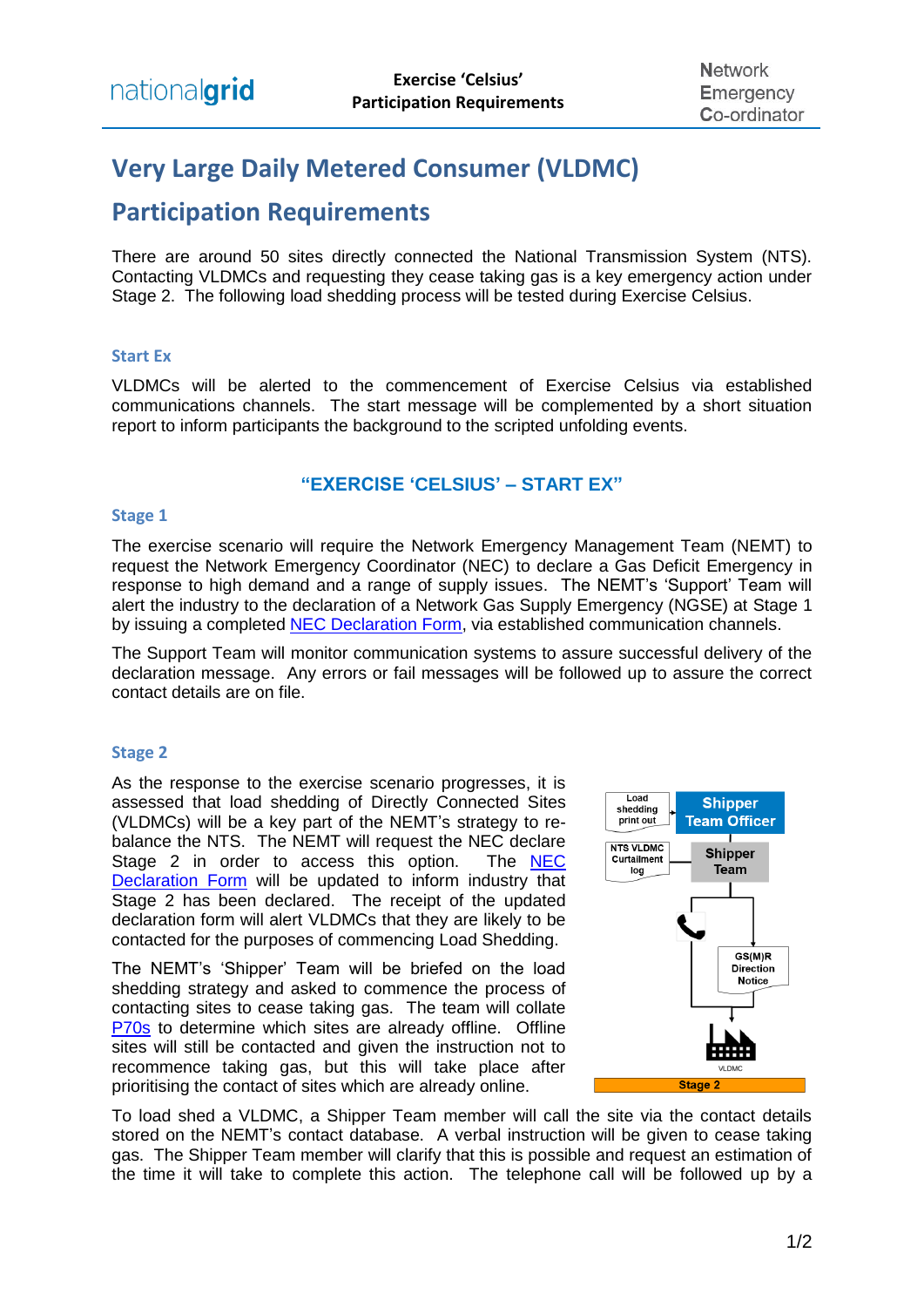# Very Large Daily Metered Consumer (VLDMC) Participation Requirements

There are around 50 sites directly connected the National Transmission System (NTS). Contacting VLDMCs and requesting they cease taking gas is a key emergency action under Stage 2. The following load shedding process will be tested during Exercise Celsius.

### Start Ex

VLDMCs will be alerted to the commencement of Exercise Celsius via established communications channels. The start message will be complemented by a short situation report to inform participants the background to the scripted unfolding events.

**"EXERCISE 'CELSIUS' – START EX"**

### Stage 1

The exercise scenario will require the Network Emergency Management Team (NEMT) to request the Network Emergency Coordinator (NEC) to declare a Gas Deficit Emergency in response to high demand and a range of supply issues. The NEMT's 'Support' Team will alert the industry to the declaration of a Network Gas Supply Emergency (NGSE) at Stage 1 by issuing a completed NEC Declaration Form, via established communication channels.

The Support Team will monitor communication systems to assure successful delivery of the declaration message. Any errors or fail messages will be followed up to assure the correct contact details are on file.

### Stage 2

As the response to the exercise scenario progresses, it is assessed that load shedding of Directly Connected Sites (VLDMCs) will be a key part of the NEMT's strategy to re-balance the NTS. The NEMT will request the NEC declare Stage 2 in order to access this option. The NEC Declaration Form will be updated to inform industry that Stage 2 has been declared. The receipt of the updated declaration form will alert VLDMCs that they are likely to be contacted for the purposes of commencing Load Shedding.

The NEMT's 'Shipper' Team will be briefed on the load shedding strategy and asked to commence the process of contacting sites to cease taking gas. The team will collate P70s to determine which sites are already offline. Offline sites will still be contacted and given the instruction not to recommence taking gas, but this will take place after prioritising the contact of sites which are already online.

Load shedding print out → Shipper Team Officer
NTS VLDMC Curtailment log → Shipper Team
GS(M)R Direction Notice
VLDMC
Stage 2

To load shed a VLDMC, a Shipper Team member will call the site via the contact details stored on the NEMT's contact database. A verbal instruction will be given to cease taking gas. The Shipper Team member will clarify that this is possible and request an estimation of the time it will take to complete this action. The telephone call will be followed up by a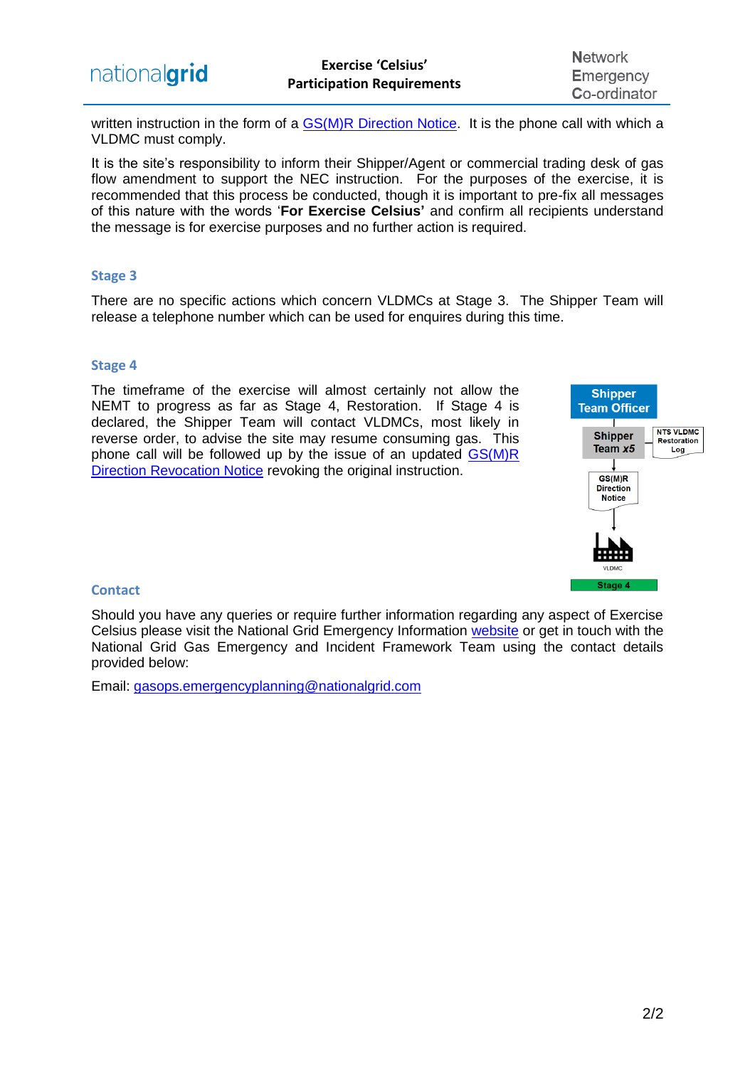written instruction in the form of a [GS(M)R Direction Notice](). It is the phone call with which a VLDMC must comply.

It is the site's responsibility to inform their Shipper/Agent or commercial trading desk of gas flow amendment to support the NEC instruction. For the purposes of the exercise, it is recommended that this process be conducted, though it is important to pre-fix all messages of this nature with the words '**For Exercise Celsius'** and confirm all recipients understand the message is for exercise purposes and no further action is required.

### Stage 3

There are no specific actions which concern VLDMCs at Stage 3. The Shipper Team will release a telephone number which can be used for enquires during this time.

### Stage 4

The timeframe of the exercise will almost certainly not allow the NEMT to progress as far as Stage 4, Restoration. If Stage 4 is declared, the Shipper Team will contact VLDMCs, most likely in reverse order, to advise the site may resume consuming gas. This phone call will be followed up by the issue of an updated GS(M)R Direction Revocation Notice revoking the original instruction.

Shipper Team Officer

Shipper Team x5

NTS VLDMC Restoration Log

GS(M)R Direction Notice

VLDMC

Stage 4

### Contact

Should you have any queries or require further information regarding any aspect of Exercise Celsius please visit the National Grid Emergency Information website or get in touch with the National Grid Gas Emergency and Incident Framework Team using the contact details provided below:

Email: gasops.emergencyplanning@nationalgrid.com